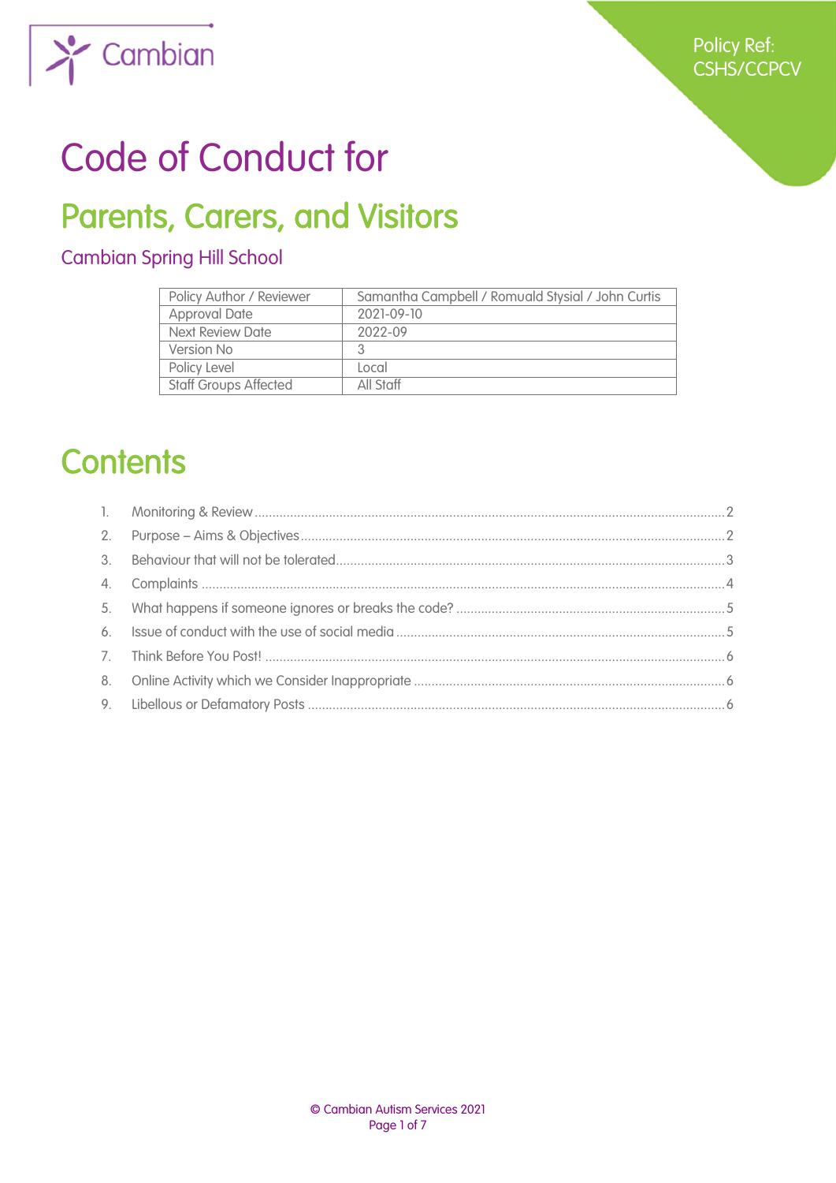Policy Ref: CSHS/CCPCV

# Code of Conduct for

## Parents, Carers, and Visitors

### Cambian Spring Hill School

| Policy Author / Reviewer | Samantha Campbell / Romuald Stysial / John Curtis |
|---|---|
| Approval Date | 2021-09-10 |
| Next Review Date | 2022-09 |
| Version No | 3 |
| Policy Level | Local |
| Staff Groups Affected | All Staff |

## Contents

1. Monitoring & Review ..... 2
2. Purpose – Aims & Objectives ..... 2
3. Behaviour that will not be tolerated ..... 3
4. Complaints ..... 4
5. What happens if someone ignores or breaks the code? ..... 5
6. Issue of conduct with the use of social media ..... 5
7. Think Before You Post! ..... 6
8. Online Activity which we Consider Inappropriate ..... 6
9. Libellous or Defamatory Posts ..... 6

© Cambian Autism Services 2021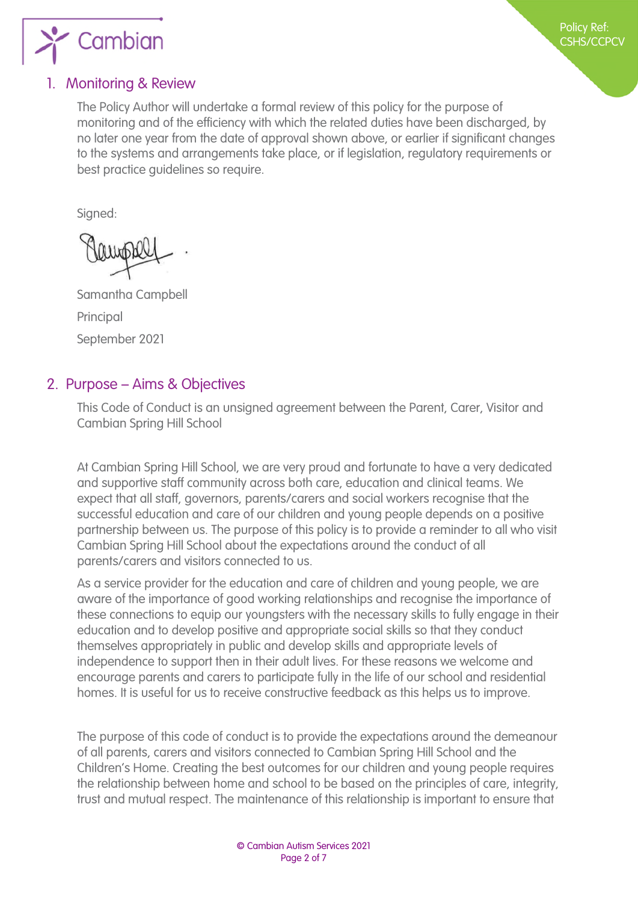## 1. Monitoring & Review

The Policy Author will undertake a formal review of this policy for the purpose of monitoring and of the efficiency with which the related duties have been discharged, by no later one year from the date of approval shown above, or earlier if significant changes to the systems and arrangements take place, or if legislation, regulatory requirements or best practice guidelines so require.

Signed:

Samantha Campbell

Principal

September 2021

## 2. Purpose – Aims & Objectives

This Code of Conduct is an unsigned agreement between the Parent, Carer, Visitor and Cambian Spring Hill School

At Cambian Spring Hill School, we are very proud and fortunate to have a very dedicated and supportive staff community across both care, education and clinical teams. We expect that all staff, governors, parents/carers and social workers recognise that the successful education and care of our children and young people depends on a positive partnership between us. The purpose of this policy is to provide a reminder to all who visit Cambian Spring Hill School about the expectations around the conduct of all parents/carers and visitors connected to us.

As a service provider for the education and care of children and young people, we are aware of the importance of good working relationships and recognise the importance of these connections to equip our youngsters with the necessary skills to fully engage in their education and to develop positive and appropriate social skills so that they conduct themselves appropriately in public and develop skills and appropriate levels of independence to support then in their adult lives. For these reasons we welcome and encourage parents and carers to participate fully in the life of our school and residential homes. It is useful for us to receive constructive feedback as this helps us to improve.

The purpose of this code of conduct is to provide the expectations around the demeanour of all parents, carers and visitors connected to Cambian Spring Hill School and the Children's Home. Creating the best outcomes for our children and young people requires the relationship between home and school to be based on the principles of care, integrity, trust and mutual respect. The maintenance of this relationship is important to ensure that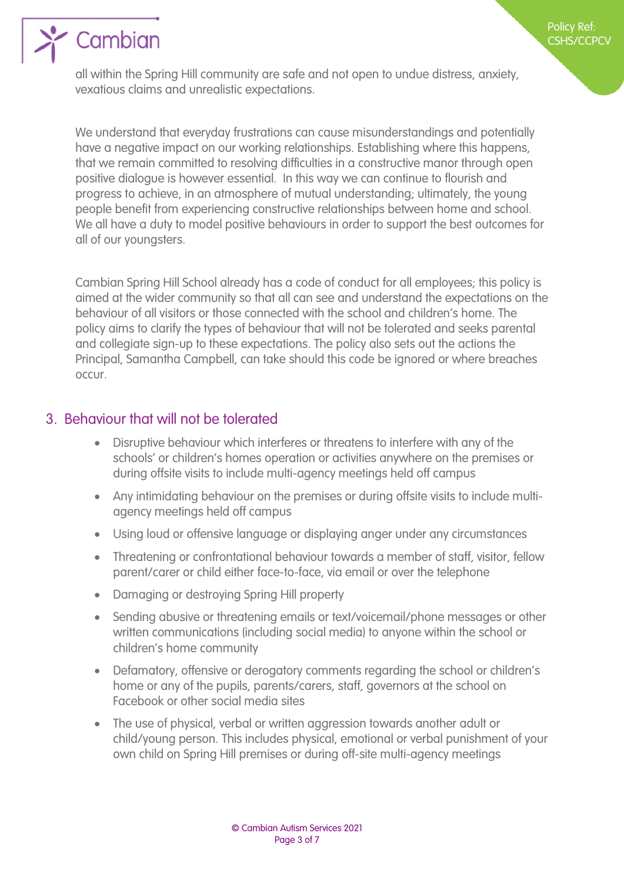all within the Spring Hill community are safe and not open to undue distress, anxiety, vexatious claims and unrealistic expectations.

We understand that everyday frustrations can cause misunderstandings and potentially have a negative impact on our working relationships. Establishing where this happens, that we remain committed to resolving difficulties in a constructive manor through open positive dialogue is however essential. In this way we can continue to flourish and progress to achieve, in an atmosphere of mutual understanding; ultimately, the young people benefit from experiencing constructive relationships between home and school. We all have a duty to model positive behaviours in order to support the best outcomes for all of our youngsters.

Cambian Spring Hill School already has a code of conduct for all employees; this policy is aimed at the wider community so that all can see and understand the expectations on the behaviour of all visitors or those connected with the school and children's home. The policy aims to clarify the types of behaviour that will not be tolerated and seeks parental and collegiate sign-up to these expectations. The policy also sets out the actions the Principal, Samantha Campbell, can take should this code be ignored or where breaches occur.

## 3. Behaviour that will not be tolerated

- Disruptive behaviour which interferes or threatens to interfere with any of the schools' or children's homes operation or activities anywhere on the premises or during offsite visits to include multi-agency meetings held off campus
- Any intimidating behaviour on the premises or during offsite visits to include multi-agency meetings held off campus
- Using loud or offensive language or displaying anger under any circumstances
- Threatening or confrontational behaviour towards a member of staff, visitor, fellow parent/carer or child either face-to-face, via email or over the telephone
- Damaging or destroying Spring Hill property
- Sending abusive or threatening emails or text/voicemail/phone messages or other written communications (including social media) to anyone within the school or children's home community
- Defamatory, offensive or derogatory comments regarding the school or children's home or any of the pupils, parents/carers, staff, governors at the school on Facebook or other social media sites
- The use of physical, verbal or written aggression towards another adult or child/young person. This includes physical, emotional or verbal punishment of your own child on Spring Hill premises or during off-site multi-agency meetings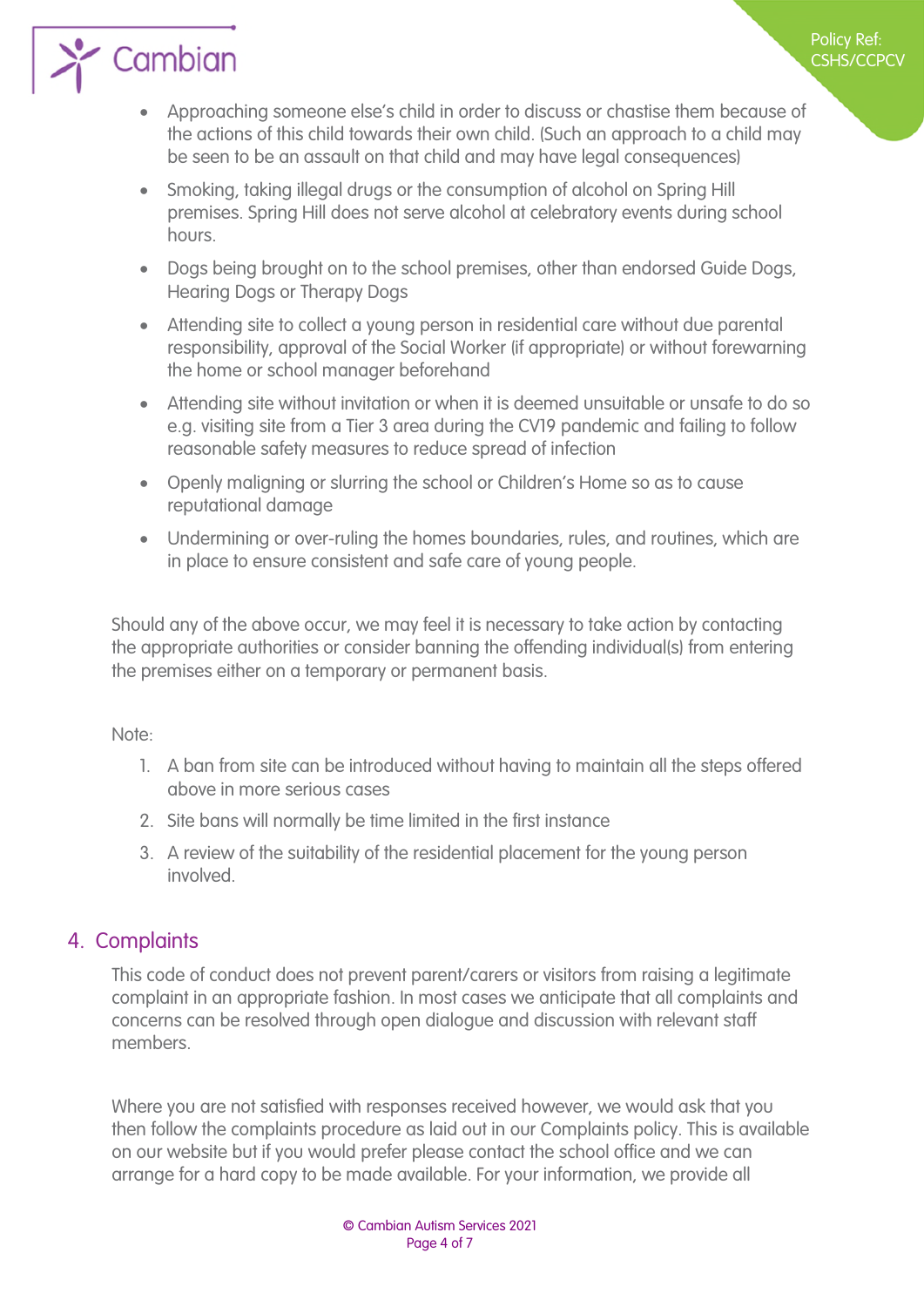- Approaching someone else's child in order to discuss or chastise them because of the actions of this child towards their own child. (Such an approach to a child may be seen to be an assault on that child and may have legal consequences)
- Smoking, taking illegal drugs or the consumption of alcohol on Spring Hill premises. Spring Hill does not serve alcohol at celebratory events during school hours.
- Dogs being brought on to the school premises, other than endorsed Guide Dogs, Hearing Dogs or Therapy Dogs
- Attending site to collect a young person in residential care without due parental responsibility, approval of the Social Worker (if appropriate) or without forewarning the home or school manager beforehand
- Attending site without invitation or when it is deemed unsuitable or unsafe to do so e.g. visiting site from a Tier 3 area during the CV19 pandemic and failing to follow reasonable safety measures to reduce spread of infection
- Openly maligning or slurring the school or Children's Home so as to cause reputational damage
- Undermining or over-ruling the homes boundaries, rules, and routines, which are in place to ensure consistent and safe care of young people.

Should any of the above occur, we may feel it is necessary to take action by contacting the appropriate authorities or consider banning the offending individual(s) from entering the premises either on a temporary or permanent basis.

Note:

1. A ban from site can be introduced without having to maintain all the steps offered above in more serious cases
2. Site bans will normally be time limited in the first instance
3. A review of the suitability of the residential placement for the young person involved.

## 4. Complaints

This code of conduct does not prevent parent/carers or visitors from raising a legitimate complaint in an appropriate fashion. In most cases we anticipate that all complaints and concerns can be resolved through open dialogue and discussion with relevant staff members.

Where you are not satisfied with responses received however, we would ask that you then follow the complaints procedure as laid out in our Complaints policy. This is available on our website but if you would prefer please contact the school office and we can arrange for a hard copy to be made available. For your information, we provide all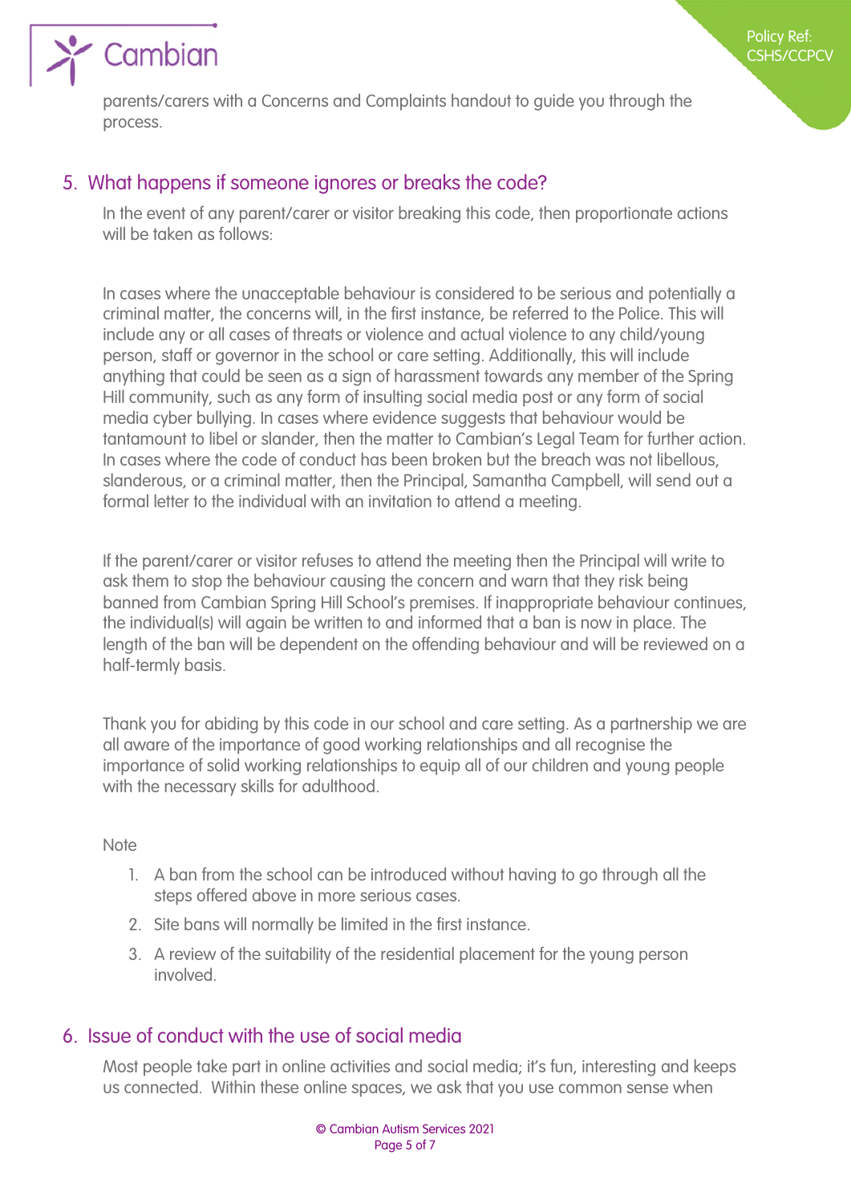parents/carers with a Concerns and Complaints handout to guide you through the process.

## 5. What happens if someone ignores or breaks the code?

In the event of any parent/carer or visitor breaking this code, then proportionate actions will be taken as follows:

In cases where the unacceptable behaviour is considered to be serious and potentially a criminal matter, the concerns will, in the first instance, be referred to the Police. This will include any or all cases of threats or violence and actual violence to any child/young person, staff or governor in the school or care setting. Additionally, this will include anything that could be seen as a sign of harassment towards any member of the Spring Hill community, such as any form of insulting social media post or any form of social media cyber bullying. In cases where evidence suggests that behaviour would be tantamount to libel or slander, then the matter to Cambian's Legal Team for further action. In cases where the code of conduct has been broken but the breach was not libellous, slanderous, or a criminal matter, then the Principal, Samantha Campbell, will send out a formal letter to the individual with an invitation to attend a meeting.

If the parent/carer or visitor refuses to attend the meeting then the Principal will write to ask them to stop the behaviour causing the concern and warn that they risk being banned from Cambian Spring Hill School's premises. If inappropriate behaviour continues, the individual(s) will again be written to and informed that a ban is now in place. The length of the ban will be dependent on the offending behaviour and will be reviewed on a half-termly basis.

Thank you for abiding by this code in our school and care setting. As a partnership we are all aware of the importance of good working relationships and all recognise the importance of solid working relationships to equip all of our children and young people with the necessary skills for adulthood.

Note

1. A ban from the school can be introduced without having to go through all the steps offered above in more serious cases.
2. Site bans will normally be limited in the first instance.
3. A review of the suitability of the residential placement for the young person involved.

## 6. Issue of conduct with the use of social media

Most people take part in online activities and social media; it's fun, interesting and keeps us connected. Within these online spaces, we ask that you use common sense when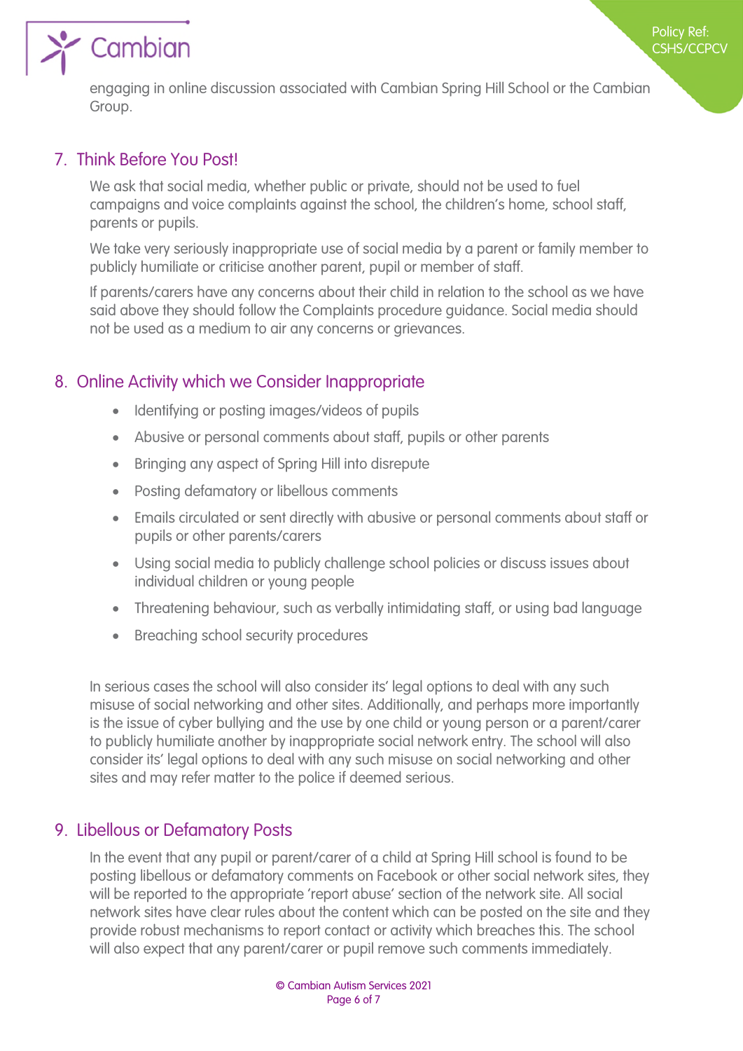engaging in online discussion associated with Cambian Spring Hill School or the Cambian Group.

## 7. Think Before You Post!

We ask that social media, whether public or private, should not be used to fuel campaigns and voice complaints against the school, the children's home, school staff, parents or pupils.

We take very seriously inappropriate use of social media by a parent or family member to publicly humiliate or criticise another parent, pupil or member of staff.

If parents/carers have any concerns about their child in relation to the school as we have said above they should follow the Complaints procedure guidance. Social media should not be used as a medium to air any concerns or grievances.

## 8. Online Activity which we Consider Inappropriate

- Identifying or posting images/videos of pupils
- Abusive or personal comments about staff, pupils or other parents
- Bringing any aspect of Spring Hill into disrepute
- Posting defamatory or libellous comments
- Emails circulated or sent directly with abusive or personal comments about staff or pupils or other parents/carers
- Using social media to publicly challenge school policies or discuss issues about individual children or young people
- Threatening behaviour, such as verbally intimidating staff, or using bad language
- Breaching school security procedures

In serious cases the school will also consider its' legal options to deal with any such misuse of social networking and other sites. Additionally, and perhaps more importantly is the issue of cyber bullying and the use by one child or young person or a parent/carer to publicly humiliate another by inappropriate social network entry. The school will also consider its' legal options to deal with any such misuse on social networking and other sites and may refer matter to the police if deemed serious.

## 9. Libellous or Defamatory Posts

In the event that any pupil or parent/carer of a child at Spring Hill school is found to be posting libellous or defamatory comments on Facebook or other social network sites, they will be reported to the appropriate 'report abuse' section of the network site. All social network sites have clear rules about the content which can be posted on the site and they provide robust mechanisms to report contact or activity which breaches this. The school will also expect that any parent/carer or pupil remove such comments immediately.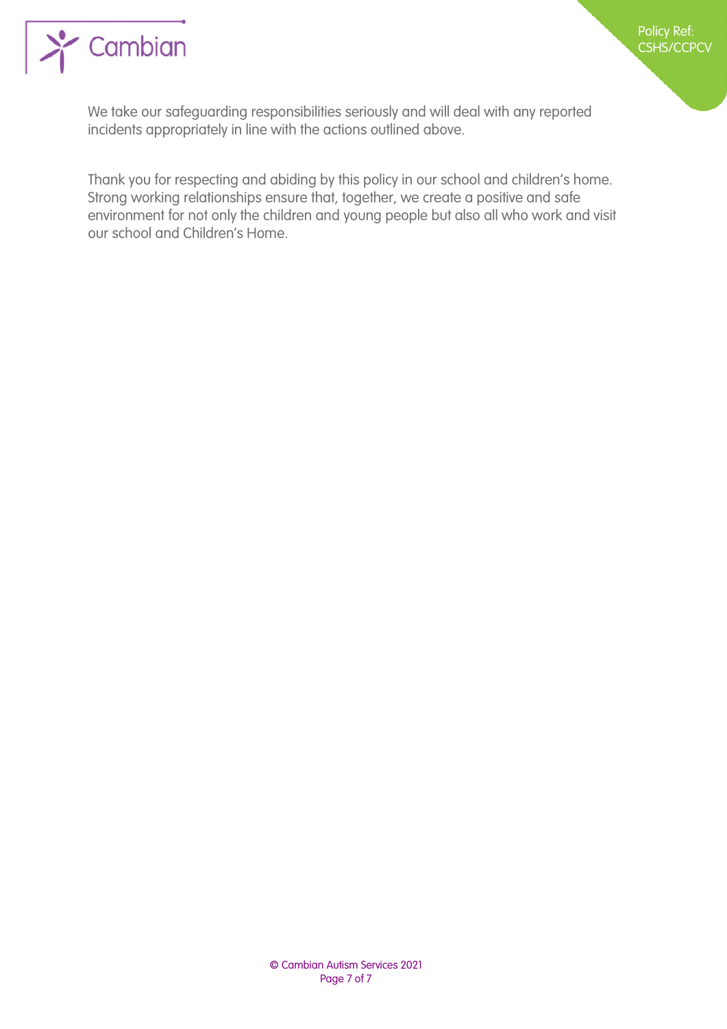We take our safeguarding responsibilities seriously and will deal with any reported incidents appropriately in line with the actions outlined above.

Thank you for respecting and abiding by this policy in our school and children's home. Strong working relationships ensure that, together, we create a positive and safe environment for not only the children and young people but also all who work and visit our school and Children's Home.